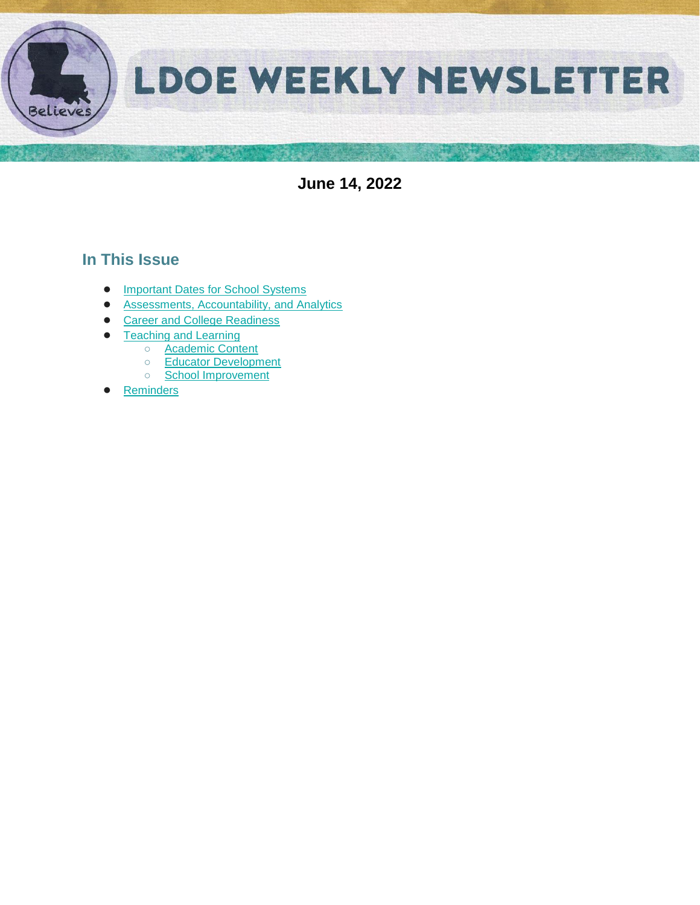# LDOE WEEKLY NEWSLETTER

**June 14, 2022**

## In This Issue

- Important Dates for School Systems
- Assessments, Accountability, and Analytics
- Career and College Readiness
- Teaching and Learning
  - Academic Content
  - Educator Development
  - School Improvement
- Reminders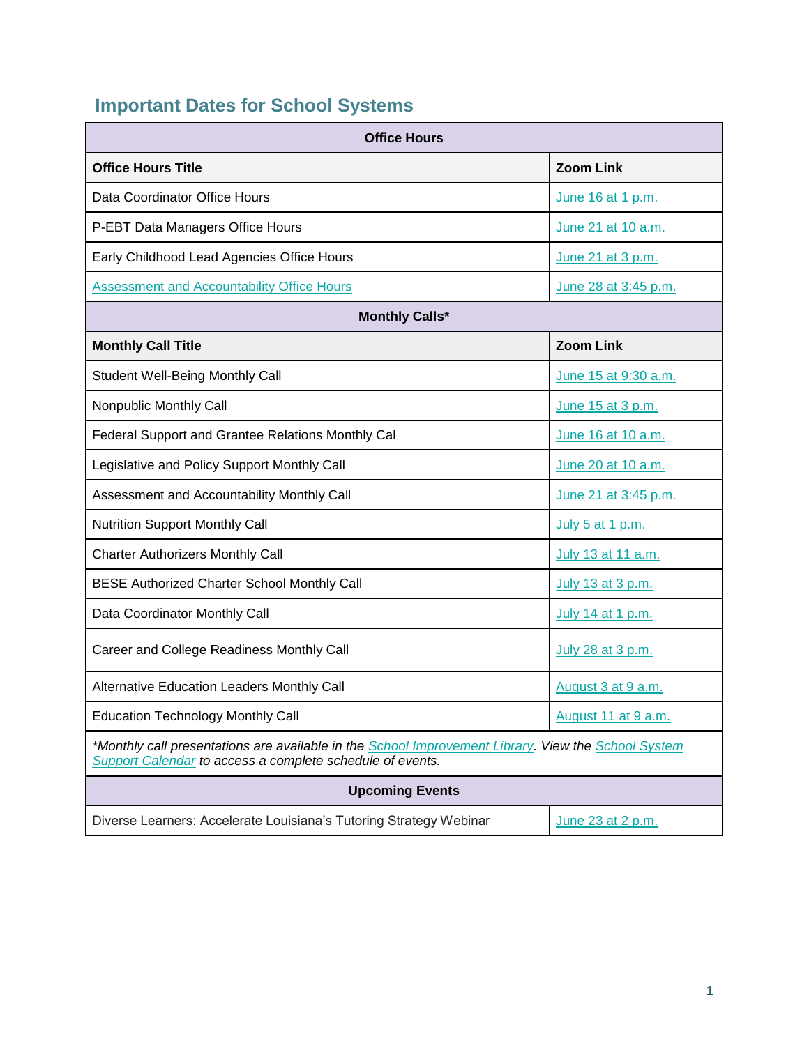## Important Dates for School Systems

| Office Hours | |
|---|---|
| **Office Hours Title** | **Zoom Link** |
| Data Coordinator Office Hours | June 16 at 1 p.m. |
| P-EBT Data Managers Office Hours | June 21 at 10 a.m. |
| Early Childhood Lead Agencies Office Hours | June 21 at 3 p.m. |
| Assessment and Accountability Office Hours | June 28 at 3:45 p.m. |
| **Monthly Calls*** | |
| **Monthly Call Title** | **Zoom Link** |
| Student Well-Being Monthly Call | June 15 at 9:30 a.m. |
| Nonpublic Monthly Call | June 15 at 3 p.m. |
| Federal Support and Grantee Relations Monthly Cal | June 16 at 10 a.m. |
| Legislative and Policy Support Monthly Call | June 20 at 10 a.m. |
| Assessment and Accountability Monthly Call | June 21 at 3:45 p.m. |
| Nutrition Support Monthly Call | July 5 at 1 p.m. |
| Charter Authorizers Monthly Call | July 13 at 11 a.m. |
| BESE Authorized Charter School Monthly Call | July 13 at 3 p.m. |
| Data Coordinator Monthly Call | July 14 at 1 p.m. |
| Career and College Readiness Monthly Call | July 28 at 3 p.m. |
| Alternative Education Leaders Monthly Call | August 3 at 9 a.m. |
| Education Technology Monthly Call | August 11 at 9 a.m. |
| *\*Monthly call presentations are available in the School Improvement Library. View the School System Support Calendar to access a complete schedule of events.* | |
| **Upcoming Events** | |
| Diverse Learners: Accelerate Louisiana's Tutoring Strategy Webinar | June 23 at 2 p.m. |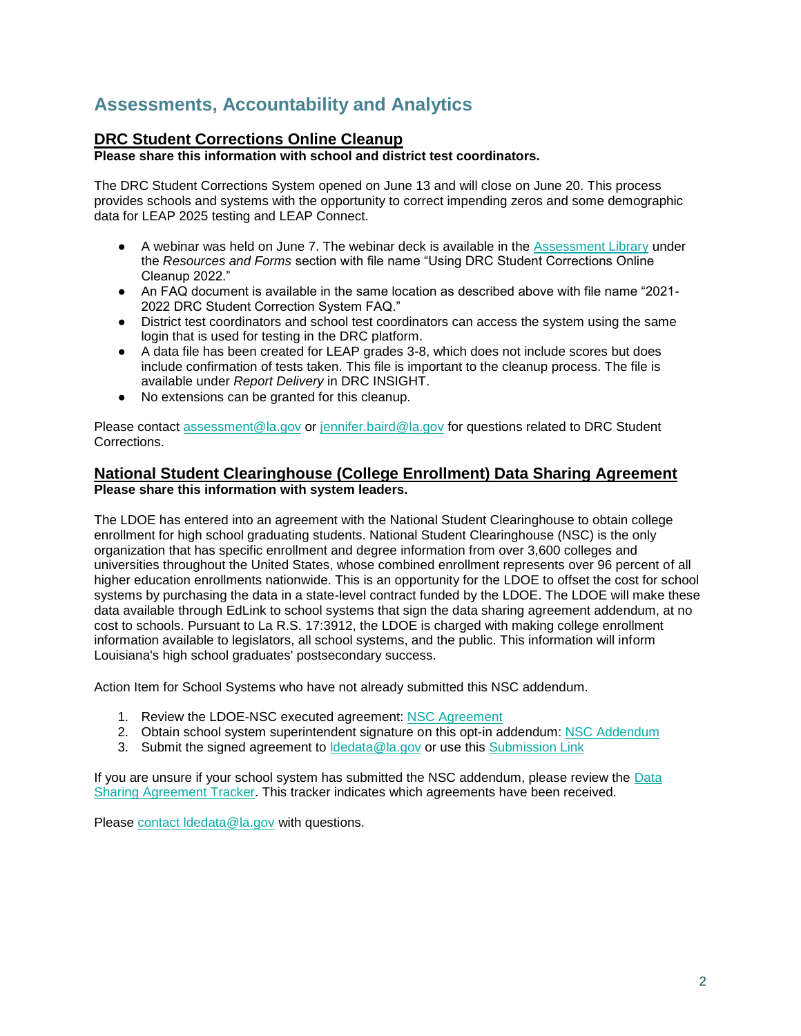## Assessments, Accountability and Analytics

### DRC Student Corrections Online Cleanup

**Please share this information with school and district test coordinators.**

The DRC Student Corrections System opened on June 13 and will close on June 20. This process provides schools and systems with the opportunity to correct impending zeros and some demographic data for LEAP 2025 testing and LEAP Connect.

- A webinar was held on June 7. The webinar deck is available in the Assessment Library under the *Resources and Forms* section with file name "Using DRC Student Corrections Online Cleanup 2022."
- An FAQ document is available in the same location as described above with file name "2021-2022 DRC Student Correction System FAQ."
- District test coordinators and school test coordinators can access the system using the same login that is used for testing in the DRC platform.
- A data file has been created for LEAP grades 3-8, which does not include scores but does include confirmation of tests taken. This file is important to the cleanup process. The file is available under *Report Delivery* in DRC INSIGHT.
- No extensions can be granted for this cleanup.

Please contact assessment@la.gov or jennifer.baird@la.gov for questions related to DRC Student Corrections.

### National Student Clearinghouse (College Enrollment) Data Sharing Agreement

**Please share this information with system leaders.**

The LDOE has entered into an agreement with the National Student Clearinghouse to obtain college enrollment for high school graduating students. National Student Clearinghouse (NSC) is the only organization that has specific enrollment and degree information from over 3,600 colleges and universities throughout the United States, whose combined enrollment represents over 96 percent of all higher education enrollments nationwide. This is an opportunity for the LDOE to offset the cost for school systems by purchasing the data in a state-level contract funded by the LDOE. The LDOE will make these data available through EdLink to school systems that sign the data sharing agreement addendum, at no cost to schools. Pursuant to La R.S. 17:3912, the LDOE is charged with making college enrollment information available to legislators, all school systems, and the public. This information will inform Louisiana's high school graduates' postsecondary success.

Action Item for School Systems who have not already submitted this NSC addendum.

1. Review the LDOE-NSC executed agreement: NSC Agreement
2. Obtain school system superintendent signature on this opt-in addendum: NSC Addendum
3. Submit the signed agreement to ldedata@la.gov or use this Submission Link

If you are unsure if your school system has submitted the NSC addendum, please review the Data Sharing Agreement Tracker. This tracker indicates which agreements have been received.

Please contact ldedata@la.gov with questions.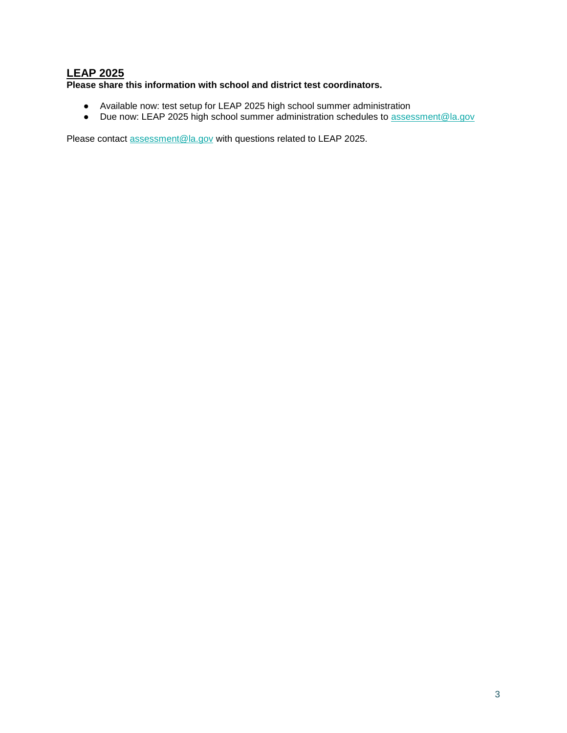## LEAP 2025

**Please share this information with school and district test coordinators.**

- Available now: test setup for LEAP 2025 high school summer administration
- Due now: LEAP 2025 high school summer administration schedules to [assessment@la.gov](mailto:assessment@la.gov)

Please contact [assessment@la.gov](mailto:assessment@la.gov) with questions related to LEAP 2025.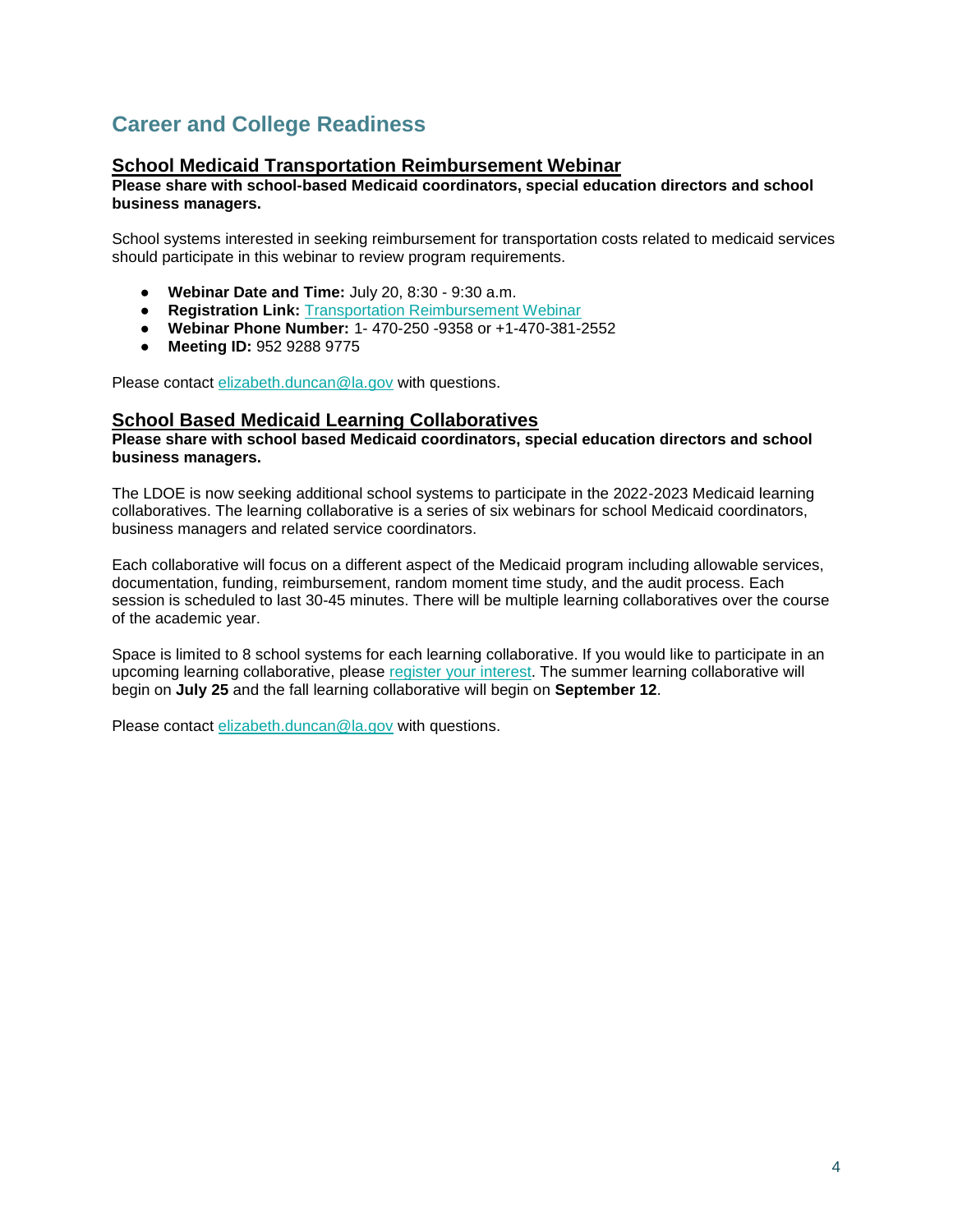## Career and College Readiness

### School Medicaid Transportation Reimbursement Webinar

**Please share with school-based Medicaid coordinators, special education directors and school business managers.**

School systems interested in seeking reimbursement for transportation costs related to medicaid services should participate in this webinar to review program requirements.

- **Webinar Date and Time:** July 20, 8:30 - 9:30 a.m.
- **Registration Link:** Transportation Reimbursement Webinar
- **Webinar Phone Number:** 1- 470-250 -9358 or +1-470-381-2552
- **Meeting ID:** 952 9288 9775

Please contact elizabeth.duncan@la.gov with questions.

### School Based Medicaid Learning Collaboratives

**Please share with school based Medicaid coordinators, special education directors and school business managers.**

The LDOE is now seeking additional school systems to participate in the 2022-2023 Medicaid learning collaboratives. The learning collaborative is a series of six webinars for school Medicaid coordinators, business managers and related service coordinators.

Each collaborative will focus on a different aspect of the Medicaid program including allowable services, documentation, funding, reimbursement, random moment time study, and the audit process. Each session is scheduled to last 30-45 minutes. There will be multiple learning collaboratives over the course of the academic year.

Space is limited to 8 school systems for each learning collaborative. If you would like to participate in an upcoming learning collaborative, please register your interest. The summer learning collaborative will begin on **July 25** and the fall learning collaborative will begin on **September 12**.

Please contact elizabeth.duncan@la.gov with questions.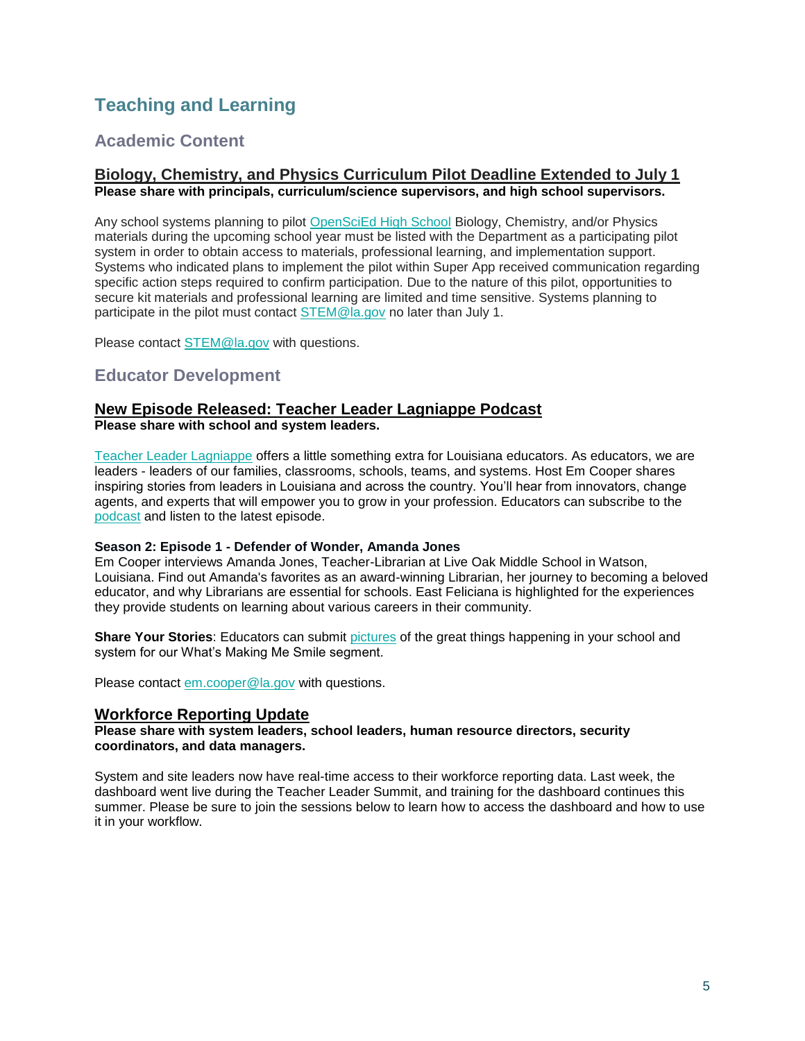# Teaching and Learning

## Academic Content

### Biology, Chemistry, and Physics Curriculum Pilot Deadline Extended to July 1

**Please share with principals, curriculum/science supervisors, and high school supervisors.**

Any school systems planning to pilot OpenSciEd High School Biology, Chemistry, and/or Physics materials during the upcoming school year must be listed with the Department as a participating pilot system in order to obtain access to materials, professional learning, and implementation support. Systems who indicated plans to implement the pilot within Super App received communication regarding specific action steps required to confirm participation. Due to the nature of this pilot, opportunities to secure kit materials and professional learning are limited and time sensitive. Systems planning to participate in the pilot must contact STEM@la.gov no later than July 1.

Please contact STEM@la.gov with questions.

## Educator Development

### New Episode Released: Teacher Leader Lagniappe Podcast

**Please share with school and system leaders.**

Teacher Leader Lagniappe offers a little something extra for Louisiana educators. As educators, we are leaders - leaders of our families, classrooms, schools, teams, and systems. Host Em Cooper shares inspiring stories from leaders in Louisiana and across the country. You'll hear from innovators, change agents, and experts that will empower you to grow in your profession. Educators can subscribe to the podcast and listen to the latest episode.

**Season 2: Episode 1 - Defender of Wonder, Amanda Jones**

Em Cooper interviews Amanda Jones, Teacher-Librarian at Live Oak Middle School in Watson, Louisiana. Find out Amanda's favorites as an award-winning Librarian, her journey to becoming a beloved educator, and why Librarians are essential for schools. East Feliciana is highlighted for the experiences they provide students on learning about various careers in their community.

**Share Your Stories**: Educators can submit pictures of the great things happening in your school and system for our What's Making Me Smile segment.

Please contact em.cooper@la.gov with questions.

### Workforce Reporting Update

**Please share with system leaders, school leaders, human resource directors, security coordinators, and data managers.**

System and site leaders now have real-time access to their workforce reporting data. Last week, the dashboard went live during the Teacher Leader Summit, and training for the dashboard continues this summer. Please be sure to join the sessions below to learn how to access the dashboard and how to use it in your workflow.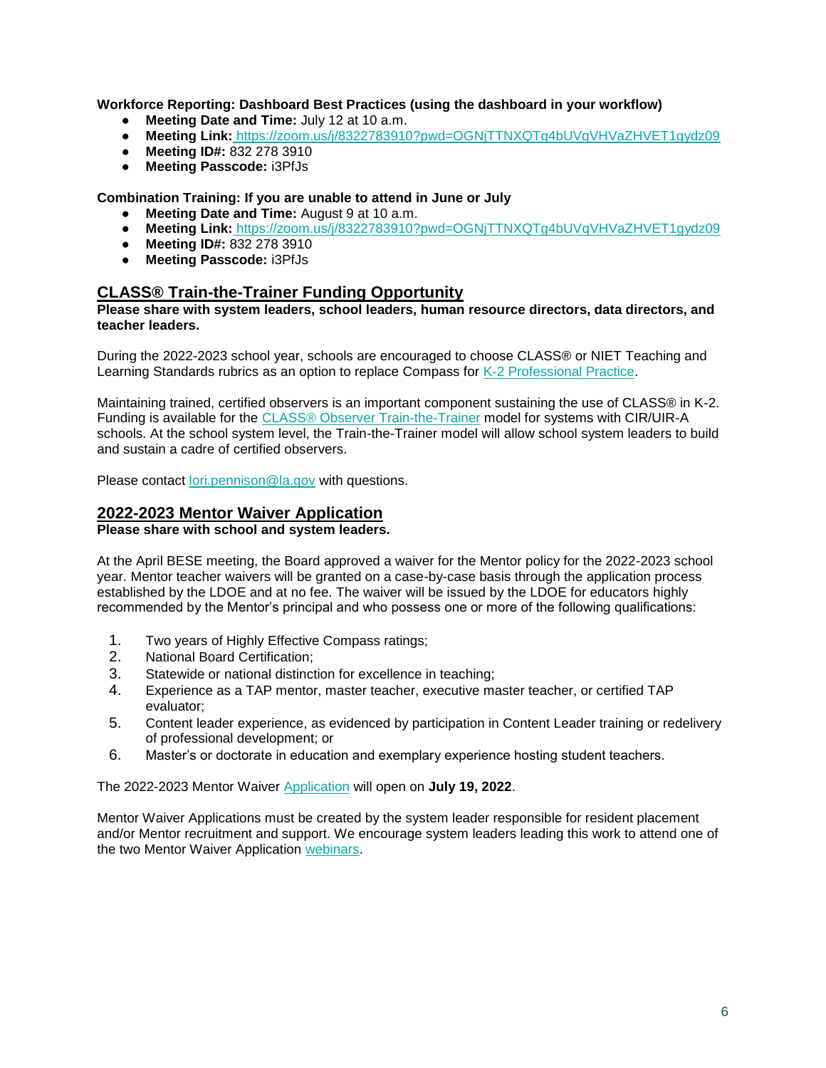**Workforce Reporting: Dashboard Best Practices (using the dashboard in your workflow)**

- **Meeting Date and Time:** July 12 at 10 a.m.
- **Meeting Link:** https://zoom.us/j/8322783910?pwd=OGNjTTNXQTg4bUVqVHVaZHVET1gydz09
- **Meeting ID#:** 832 278 3910
- **Meeting Passcode:** i3PfJs

**Combination Training: If you are unable to attend in June or July**

- **Meeting Date and Time:** August 9 at 10 a.m.
- **Meeting Link:** https://zoom.us/j/8322783910?pwd=OGNjTTNXQTg4bUVqVHVaZHVET1gydz09
- **Meeting ID#:** 832 278 3910
- **Meeting Passcode:** i3PfJs

## CLASS® Train-the-Trainer Funding Opportunity

**Please share with system leaders, school leaders, human resource directors, data directors, and teacher leaders.**

During the 2022-2023 school year, schools are encouraged to choose CLASS® or NIET Teaching and Learning Standards rubrics as an option to replace Compass for K-2 Professional Practice.

Maintaining trained, certified observers is an important component sustaining the use of CLASS® in K-2. Funding is available for the CLASS® Observer Train-the-Trainer model for systems with CIR/UIR-A schools. At the school system level, the Train-the-Trainer model will allow school system leaders to build and sustain a cadre of certified observers.

Please contact lori.pennison@la.gov with questions.

## 2022-2023 Mentor Waiver Application

**Please share with school and system leaders.**

At the April BESE meeting, the Board approved a waiver for the Mentor policy for the 2022-2023 school year. Mentor teacher waivers will be granted on a case-by-case basis through the application process established by the LDOE and at no fee. The waiver will be issued by the LDOE for educators highly recommended by the Mentor's principal and who possess one or more of the following qualifications:

1. Two years of Highly Effective Compass ratings;
2. National Board Certification;
3. Statewide or national distinction for excellence in teaching;
4. Experience as a TAP mentor, master teacher, executive master teacher, or certified TAP evaluator;
5. Content leader experience, as evidenced by participation in Content Leader training or redelivery of professional development; or
6. Master's or doctorate in education and exemplary experience hosting student teachers.

The 2022-2023 Mentor Waiver Application will open on **July 19, 2022**.

Mentor Waiver Applications must be created by the system leader responsible for resident placement and/or Mentor recruitment and support. We encourage system leaders leading this work to attend one of the two Mentor Waiver Application webinars.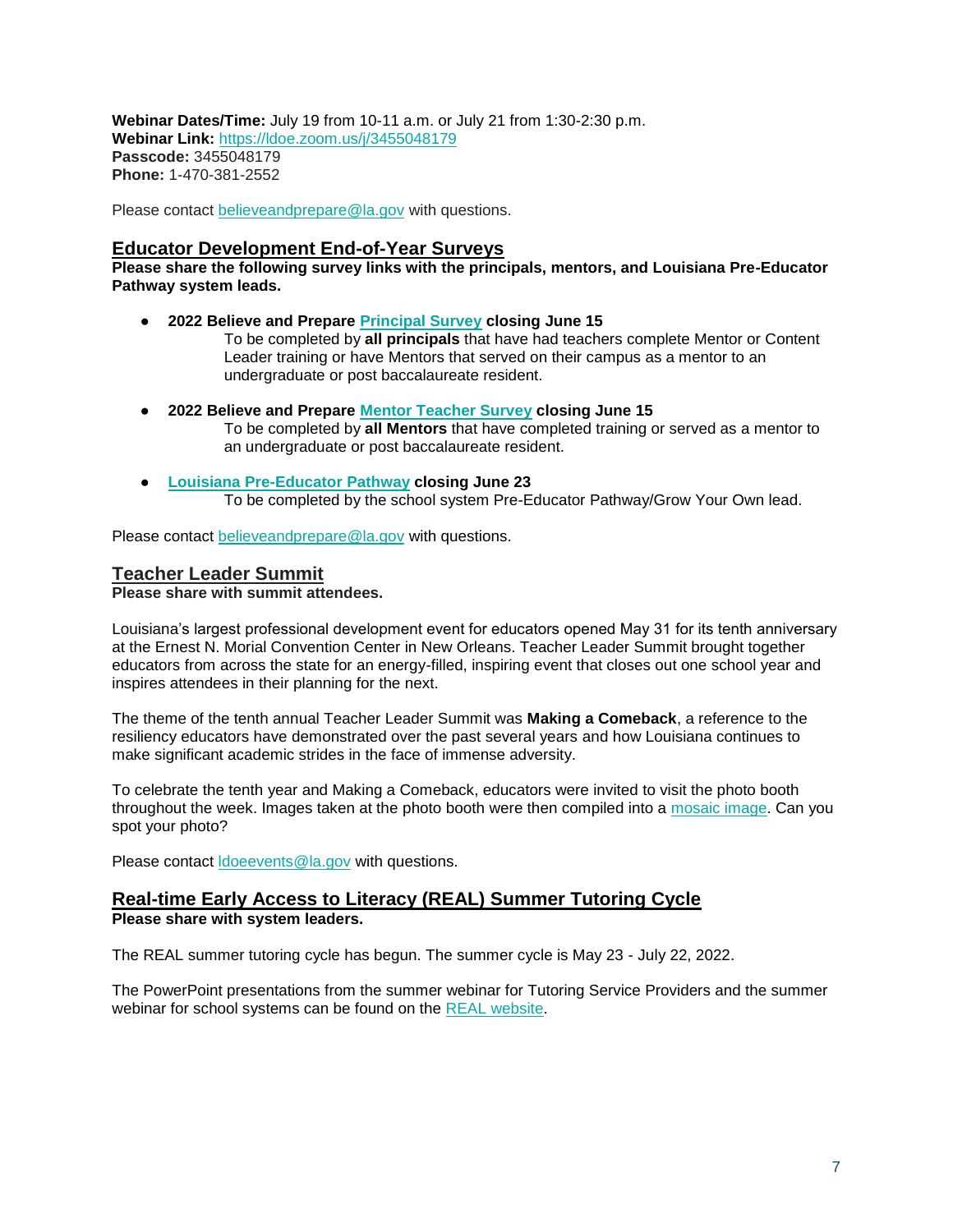**Webinar Dates/Time:** July 19 from 10-11 a.m. or July 21 from 1:30-2:30 p.m.
**Webinar Link:** https://ldoe.zoom.us/j/3455048179
**Passcode:** 3455048179
**Phone:** 1-470-381-2552

Please contact believeandprepare@la.gov with questions.

## Educator Development End-of-Year Surveys

**Please share the following survey links with the principals, mentors, and Louisiana Pre-Educator Pathway system leads.**

- **2022 Believe and Prepare Principal Survey closing June 15**
  To be completed by **all principals** that have had teachers complete Mentor or Content Leader training or have Mentors that served on their campus as a mentor to an undergraduate or post baccalaureate resident.

- **2022 Believe and Prepare Mentor Teacher Survey closing June 15**
  To be completed by **all Mentors** that have completed training or served as a mentor to an undergraduate or post baccalaureate resident.

- **Louisiana Pre-Educator Pathway closing June 23**
  To be completed by the school system Pre-Educator Pathway/Grow Your Own lead.

Please contact believeandprepare@la.gov with questions.

## Teacher Leader Summit

**Please share with summit attendees.**

Louisiana's largest professional development event for educators opened May 31 for its tenth anniversary at the Ernest N. Morial Convention Center in New Orleans. Teacher Leader Summit brought together educators from across the state for an energy-filled, inspiring event that closes out one school year and inspires attendees in their planning for the next.

The theme of the tenth annual Teacher Leader Summit was **Making a Comeback**, a reference to the resiliency educators have demonstrated over the past several years and how Louisiana continues to make significant academic strides in the face of immense adversity.

To celebrate the tenth year and Making a Comeback, educators were invited to visit the photo booth throughout the week. Images taken at the photo booth were then compiled into a mosaic image. Can you spot your photo?

Please contact ldoeevents@la.gov with questions.

## Real-time Early Access to Literacy (REAL) Summer Tutoring Cycle

**Please share with system leaders.**

The REAL summer tutoring cycle has begun. The summer cycle is May 23 - July 22, 2022.

The PowerPoint presentations from the summer webinar for Tutoring Service Providers and the summer webinar for school systems can be found on the REAL website.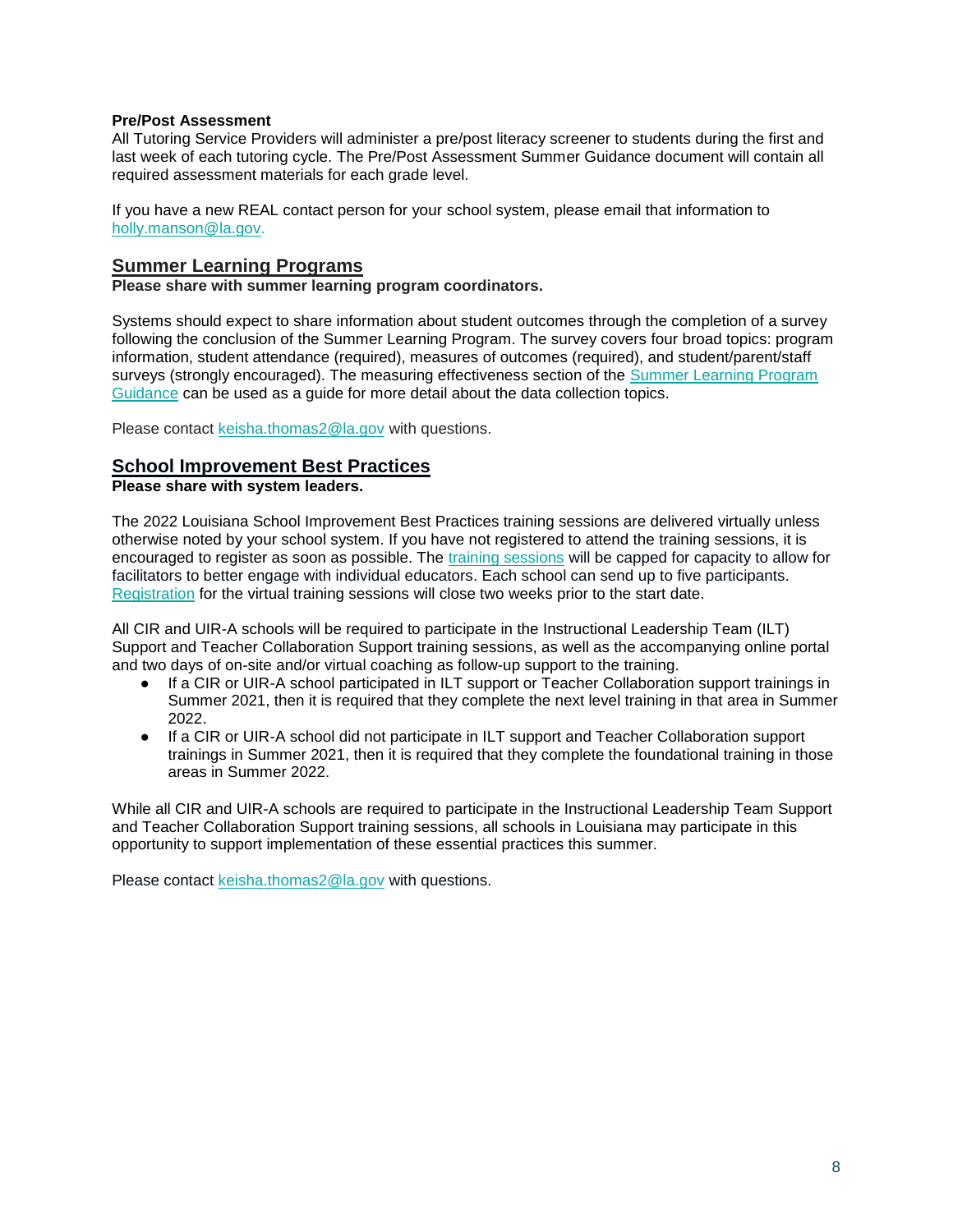**Pre/Post Assessment**
All Tutoring Service Providers will administer a pre/post literacy screener to students during the first and last week of each tutoring cycle. The Pre/Post Assessment Summer Guidance document will contain all required assessment materials for each grade level.

If you have a new REAL contact person for your school system, please email that information to holly.manson@la.gov.

## Summer Learning Programs

**Please share with summer learning program coordinators.**

Systems should expect to share information about student outcomes through the completion of a survey following the conclusion of the Summer Learning Program. The survey covers four broad topics: program information, student attendance (required), measures of outcomes (required), and student/parent/staff surveys (strongly encouraged). The measuring effectiveness section of the Summer Learning Program Guidance can be used as a guide for more detail about the data collection topics.

Please contact keisha.thomas2@la.gov with questions.

## School Improvement Best Practices

**Please share with system leaders.**

The 2022 Louisiana School Improvement Best Practices training sessions are delivered virtually unless otherwise noted by your school system. If you have not registered to attend the training sessions, it is encouraged to register as soon as possible. The training sessions will be capped for capacity to allow for facilitators to better engage with individual educators. Each school can send up to five participants. Registration for the virtual training sessions will close two weeks prior to the start date.

All CIR and UIR-A schools will be required to participate in the Instructional Leadership Team (ILT) Support and Teacher Collaboration Support training sessions, as well as the accompanying online portal and two days of on-site and/or virtual coaching as follow-up support to the training.

- If a CIR or UIR-A school participated in ILT support or Teacher Collaboration support trainings in Summer 2021, then it is required that they complete the next level training in that area in Summer 2022.
- If a CIR or UIR-A school did not participate in ILT support and Teacher Collaboration support trainings in Summer 2021, then it is required that they complete the foundational training in those areas in Summer 2022.

While all CIR and UIR-A schools are required to participate in the Instructional Leadership Team Support and Teacher Collaboration Support training sessions, all schools in Louisiana may participate in this opportunity to support implementation of these essential practices this summer.

Please contact keisha.thomas2@la.gov with questions.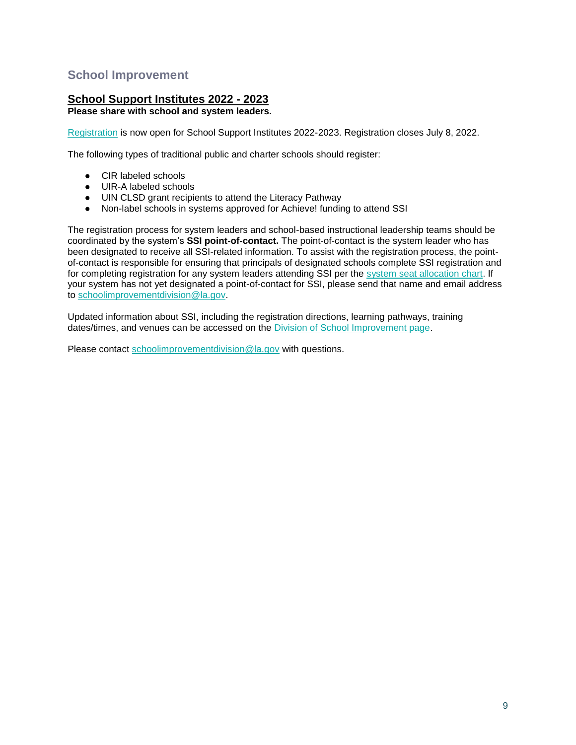## School Improvement

### School Support Institutes 2022 - 2023

**Please share with school and system leaders.**

Registration is now open for School Support Institutes 2022-2023. Registration closes July 8, 2022.

The following types of traditional public and charter schools should register:

- CIR labeled schools
- UIR-A labeled schools
- UIN CLSD grant recipients to attend the Literacy Pathway
- Non-label schools in systems approved for Achieve! funding to attend SSI

The registration process for system leaders and school-based instructional leadership teams should be coordinated by the system's **SSI point-of-contact.** The point-of-contact is the system leader who has been designated to receive all SSI-related information. To assist with the registration process, the point-of-contact is responsible for ensuring that principals of designated schools complete SSI registration and for completing registration for any system leaders attending SSI per the system seat allocation chart. If your system has not yet designated a point-of-contact for SSI, please send that name and email address to schoolimprovementdivision@la.gov.

Updated information about SSI, including the registration directions, learning pathways, training dates/times, and venues can be accessed on the Division of School Improvement page.

Please contact schoolimprovementdivision@la.gov with questions.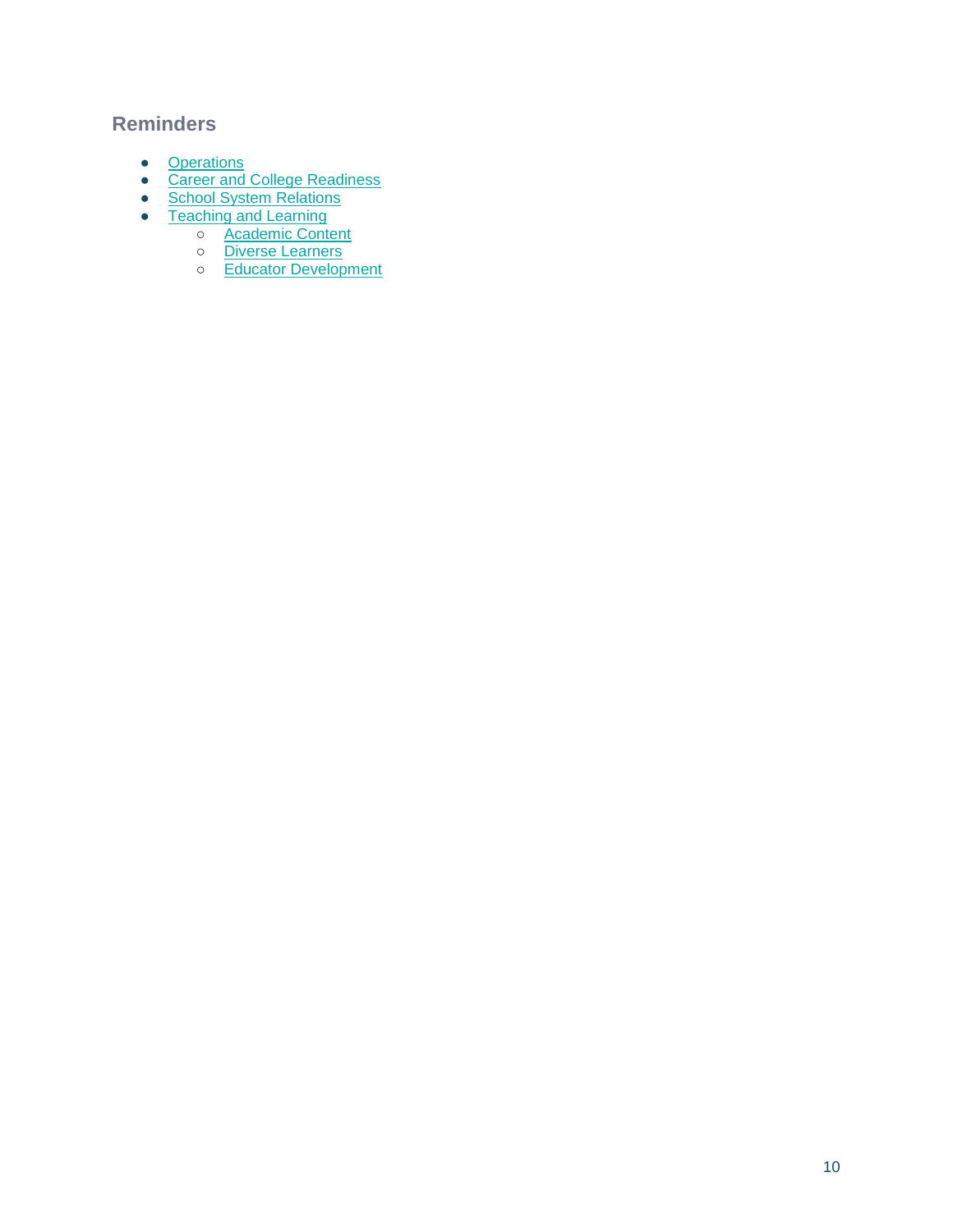## Reminders

- Operations
- Career and College Readiness
- School System Relations
- Teaching and Learning
    - Academic Content
    - Diverse Learners
    - Educator Development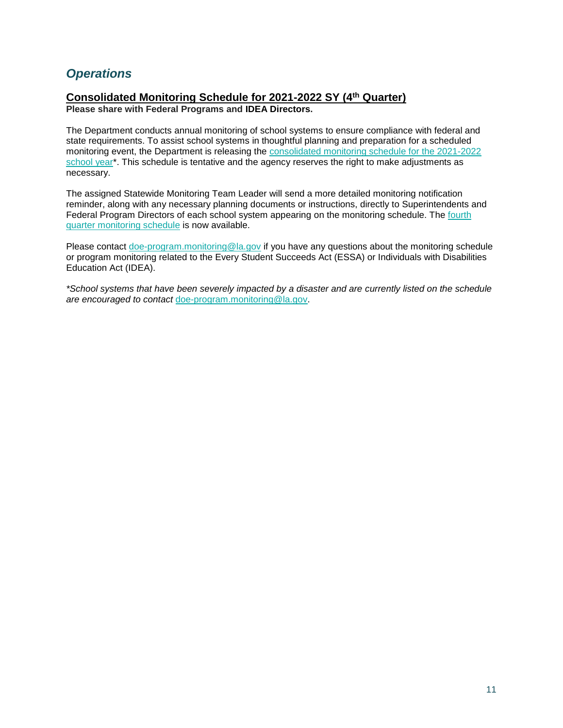## *Operations*

### Consolidated Monitoring Schedule for 2021-2022 SY (4th Quarter)

**Please share with Federal Programs and IDEA Directors.**

The Department conducts annual monitoring of school systems to ensure compliance with federal and state requirements. To assist school systems in thoughtful planning and preparation for a scheduled monitoring event, the Department is releasing the consolidated monitoring schedule for the 2021-2022 school year*. This schedule is tentative and the agency reserves the right to make adjustments as necessary.

The assigned Statewide Monitoring Team Leader will send a more detailed monitoring notification reminder, along with any necessary planning documents or instructions, directly to Superintendents and Federal Program Directors of each school system appearing on the monitoring schedule. The fourth quarter monitoring schedule is now available.

Please contact doe-program.monitoring@la.gov if you have any questions about the monitoring schedule or program monitoring related to the Every Student Succeeds Act (ESSA) or Individuals with Disabilities Education Act (IDEA).

**School systems that have been severely impacted by a disaster and are currently listed on the schedule are encouraged to contact* doe-program.monitoring@la.gov.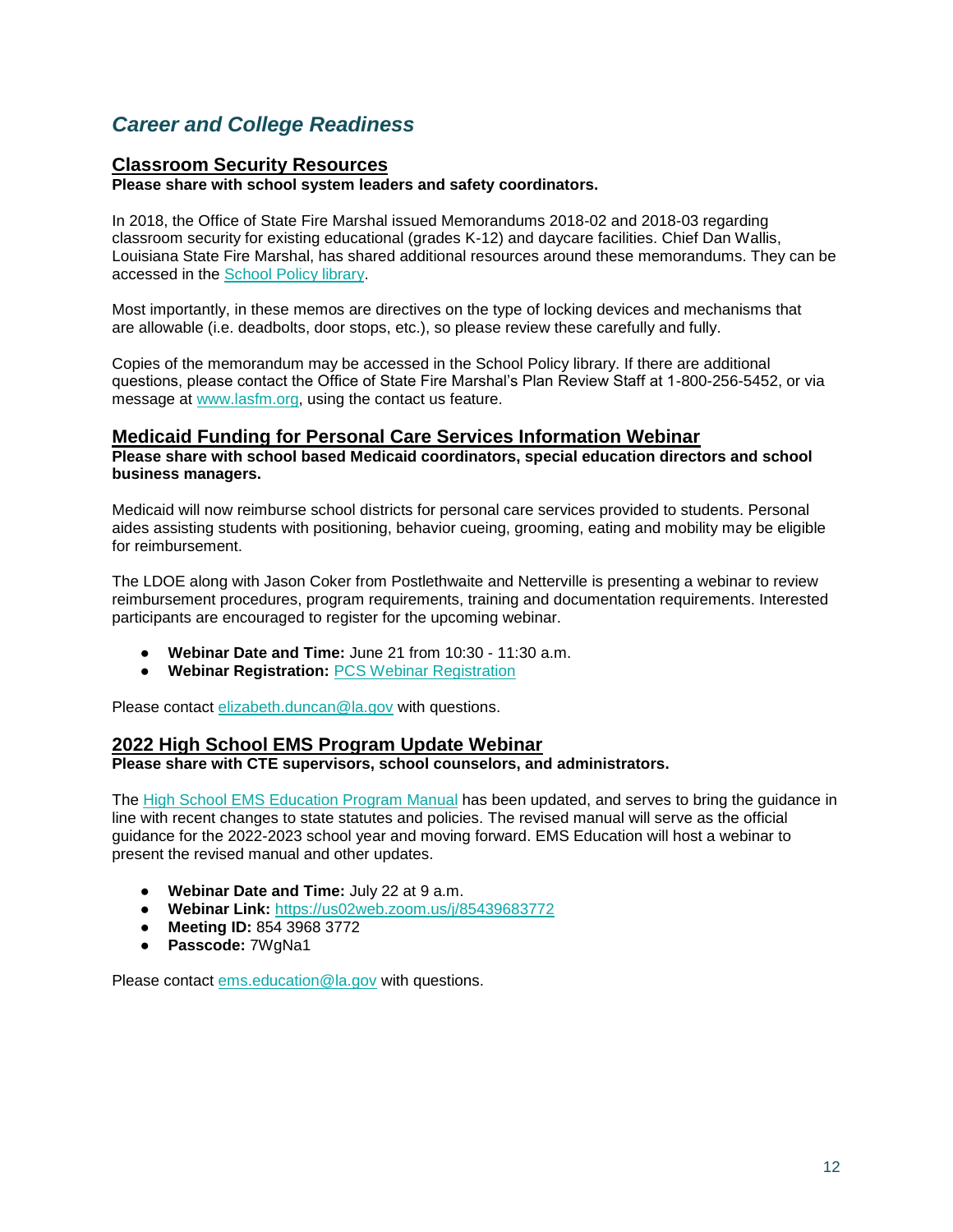## *Career and College Readiness*

### Classroom Security Resources

**Please share with school system leaders and safety coordinators.**

In 2018, the Office of State Fire Marshal issued Memorandums 2018-02 and 2018-03 regarding classroom security for existing educational (grades K-12) and daycare facilities. Chief Dan Wallis, Louisiana State Fire Marshal, has shared additional resources around these memorandums. They can be accessed in the School Policy library.

Most importantly, in these memos are directives on the type of locking devices and mechanisms that are allowable (i.e. deadbolts, door stops, etc.), so please review these carefully and fully.

Copies of the memorandum may be accessed in the School Policy library. If there are additional questions, please contact the Office of State Fire Marshal's Plan Review Staff at 1-800-256-5452, or via message at www.lasfm.org, using the contact us feature.

### Medicaid Funding for Personal Care Services Information Webinar

**Please share with school based Medicaid coordinators, special education directors and school business managers.**

Medicaid will now reimburse school districts for personal care services provided to students. Personal aides assisting students with positioning, behavior cueing, grooming, eating and mobility may be eligible for reimbursement.

The LDOE along with Jason Coker from Postlethwaite and Netterville is presenting a webinar to review reimbursement procedures, program requirements, training and documentation requirements. Interested participants are encouraged to register for the upcoming webinar.

- **Webinar Date and Time:** June 21 from 10:30 - 11:30 a.m.
- **Webinar Registration:** PCS Webinar Registration

Please contact elizabeth.duncan@la.gov with questions.

### 2022 High School EMS Program Update Webinar

**Please share with CTE supervisors, school counselors, and administrators.**

The High School EMS Education Program Manual has been updated, and serves to bring the guidance in line with recent changes to state statutes and policies. The revised manual will serve as the official guidance for the 2022-2023 school year and moving forward. EMS Education will host a webinar to present the revised manual and other updates.

- **Webinar Date and Time:** July 22 at 9 a.m.
- **Webinar Link:** https://us02web.zoom.us/j/85439683772
- **Meeting ID:** 854 3968 3772
- **Passcode:** 7WgNa1

Please contact ems.education@la.gov with questions.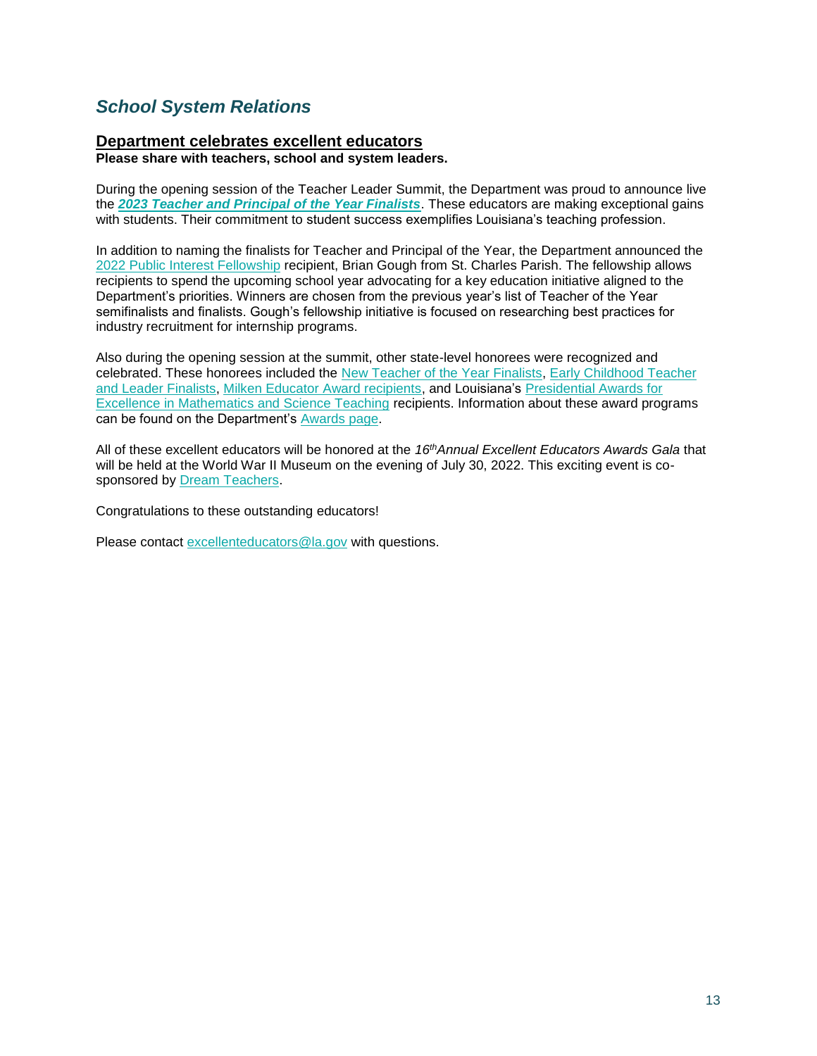## *School System Relations*

### Department celebrates excellent educators

**Please share with teachers, school and system leaders.**

During the opening session of the Teacher Leader Summit, the Department was proud to announce live the ***2023 Teacher and Principal of the Year Finalists***. These educators are making exceptional gains with students. Their commitment to student success exemplifies Louisiana's teaching profession.

In addition to naming the finalists for Teacher and Principal of the Year, the Department announced the 2022 Public Interest Fellowship recipient, Brian Gough from St. Charles Parish. The fellowship allows recipients to spend the upcoming school year advocating for a key education initiative aligned to the Department's priorities. Winners are chosen from the previous year's list of Teacher of the Year semifinalists and finalists. Gough's fellowship initiative is focused on researching best practices for industry recruitment for internship programs.

Also during the opening session at the summit, other state-level honorees were recognized and celebrated. These honorees included the New Teacher of the Year Finalists, Early Childhood Teacher and Leader Finalists, Milken Educator Award recipients, and Louisiana's Presidential Awards for Excellence in Mathematics and Science Teaching recipients. Information about these award programs can be found on the Department's Awards page.

All of these excellent educators will be honored at the *16th Annual Excellent Educators Awards Gala* that will be held at the World War II Museum on the evening of July 30, 2022. This exciting event is co-sponsored by Dream Teachers.

Congratulations to these outstanding educators!

Please contact excellenteducators@la.gov with questions.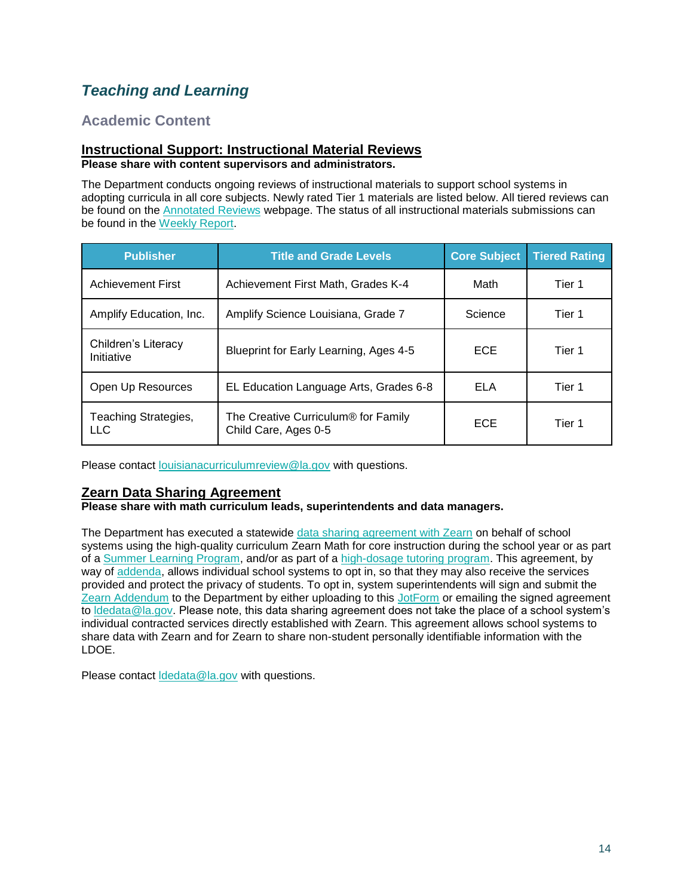## *Teaching and Learning*

### Academic Content

#### Instructional Support: Instructional Material Reviews

**Please share with content supervisors and administrators.**

The Department conducts ongoing reviews of instructional materials to support school systems in adopting curricula in all core subjects. Newly rated Tier 1 materials are listed below. All tiered reviews can be found on the Annotated Reviews webpage. The status of all instructional materials submissions can be found in the Weekly Report.

| Publisher | Title and Grade Levels | Core Subject | Tiered Rating |
|---|---|---|---|
| Achievement First | Achievement First Math, Grades K-4 | Math | Tier 1 |
| Amplify Education, Inc. | Amplify Science Louisiana, Grade 7 | Science | Tier 1 |
| Children's Literacy Initiative | Blueprint for Early Learning, Ages 4-5 | ECE | Tier 1 |
| Open Up Resources | EL Education Language Arts, Grades 6-8 | ELA | Tier 1 |
| Teaching Strategies, LLC | The Creative Curriculum® for Family Child Care, Ages 0-5 | ECE | Tier 1 |

Please contact louisianacurriculumreview@la.gov with questions.

#### Zearn Data Sharing Agreement

**Please share with math curriculum leads, superintendents and data managers.**

The Department has executed a statewide data sharing agreement with Zearn on behalf of school systems using the high-quality curriculum Zearn Math for core instruction during the school year or as part of a Summer Learning Program, and/or as part of a high-dosage tutoring program. This agreement, by way of addenda, allows individual school systems to opt in, so that they may also receive the services provided and protect the privacy of students. To opt in, system superintendents will sign and submit the Zearn Addendum to the Department by either uploading to this JotForm or emailing the signed agreement to ldedata@la.gov. Please note, this data sharing agreement does not take the place of a school system's individual contracted services directly established with Zearn. This agreement allows school systems to share data with Zearn and for Zearn to share non-student personally identifiable information with the LDOE.

Please contact ldedata@la.gov with questions.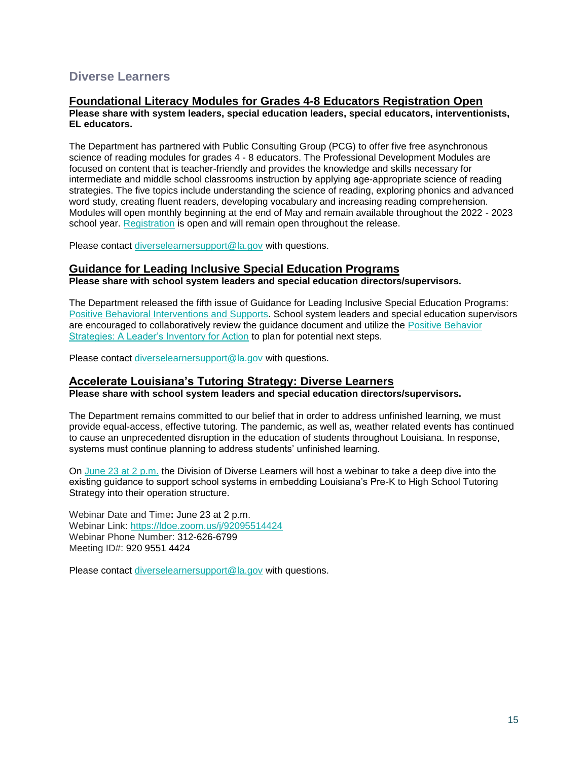## Diverse Learners

### Foundational Literacy Modules for Grades 4-8 Educators Registration Open

**Please share with system leaders, special education leaders, special educators, interventionists, EL educators.**

The Department has partnered with Public Consulting Group (PCG) to offer five free asynchronous science of reading modules for grades 4 - 8 educators. The Professional Development Modules are focused on content that is teacher-friendly and provides the knowledge and skills necessary for intermediate and middle school classrooms instruction by applying age-appropriate science of reading strategies. The five topics include understanding the science of reading, exploring phonics and advanced word study, creating fluent readers, developing vocabulary and increasing reading comprehension. Modules will open monthly beginning at the end of May and remain available throughout the 2022 - 2023 school year. Registration is open and will remain open throughout the release.

Please contact diverselearnersupport@la.gov with questions.

### Guidance for Leading Inclusive Special Education Programs

**Please share with school system leaders and special education directors/supervisors.**

The Department released the fifth issue of Guidance for Leading Inclusive Special Education Programs: Positive Behavioral Interventions and Supports. School system leaders and special education supervisors are encouraged to collaboratively review the guidance document and utilize the Positive Behavior Strategies: A Leader's Inventory for Action to plan for potential next steps.

Please contact diverselearnersupport@la.gov with questions.

### Accelerate Louisiana's Tutoring Strategy: Diverse Learners

**Please share with school system leaders and special education directors/supervisors.**

The Department remains committed to our belief that in order to address unfinished learning, we must provide equal-access, effective tutoring. The pandemic, as well as, weather related events has continued to cause an unprecedented disruption in the education of students throughout Louisiana. In response, systems must continue planning to address students' unfinished learning.

On June 23 at 2 p.m. the Division of Diverse Learners will host a webinar to take a deep dive into the existing guidance to support school systems in embedding Louisiana's Pre-K to High School Tutoring Strategy into their operation structure.

Webinar Date and Time**:** June 23 at 2 p.m.
Webinar Link: https://ldoe.zoom.us/j/92095514424
Webinar Phone Number: 312-626-6799
Meeting ID#: 920 9551 4424

Please contact diverselearnersupport@la.gov with questions.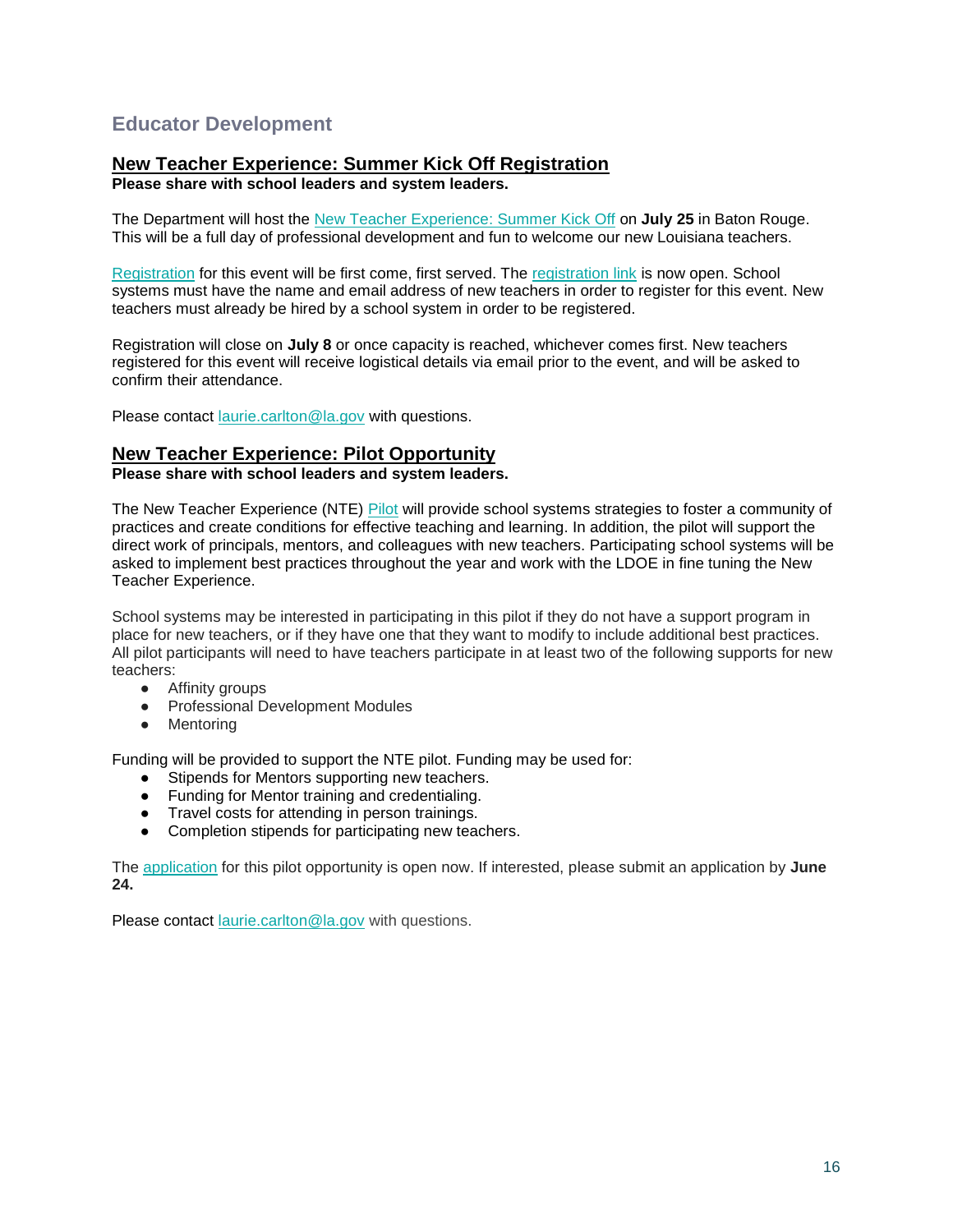## Educator Development

### New Teacher Experience: Summer Kick Off Registration

**Please share with school leaders and system leaders.**

The Department will host the New Teacher Experience: Summer Kick Off on **July 25** in Baton Rouge. This will be a full day of professional development and fun to welcome our new Louisiana teachers.

Registration for this event will be first come, first served. The registration link is now open. School systems must have the name and email address of new teachers in order to register for this event. New teachers must already be hired by a school system in order to be registered.

Registration will close on **July 8** or once capacity is reached, whichever comes first. New teachers registered for this event will receive logistical details via email prior to the event, and will be asked to confirm their attendance.

Please contact laurie.carlton@la.gov with questions.

### New Teacher Experience: Pilot Opportunity

**Please share with school leaders and system leaders.**

The New Teacher Experience (NTE) Pilot will provide school systems strategies to foster a community of practices and create conditions for effective teaching and learning. In addition, the pilot will support the direct work of principals, mentors, and colleagues with new teachers. Participating school systems will be asked to implement best practices throughout the year and work with the LDOE in fine tuning the New Teacher Experience.

School systems may be interested in participating in this pilot if they do not have a support program in place for new teachers, or if they have one that they want to modify to include additional best practices. All pilot participants will need to have teachers participate in at least two of the following supports for new teachers:

- Affinity groups
- Professional Development Modules
- Mentoring

Funding will be provided to support the NTE pilot. Funding may be used for:

- Stipends for Mentors supporting new teachers.
- Funding for Mentor training and credentialing.
- Travel costs for attending in person trainings.
- Completion stipends for participating new teachers.

The application for this pilot opportunity is open now. If interested, please submit an application by **June 24.**

Please contact laurie.carlton@la.gov with questions.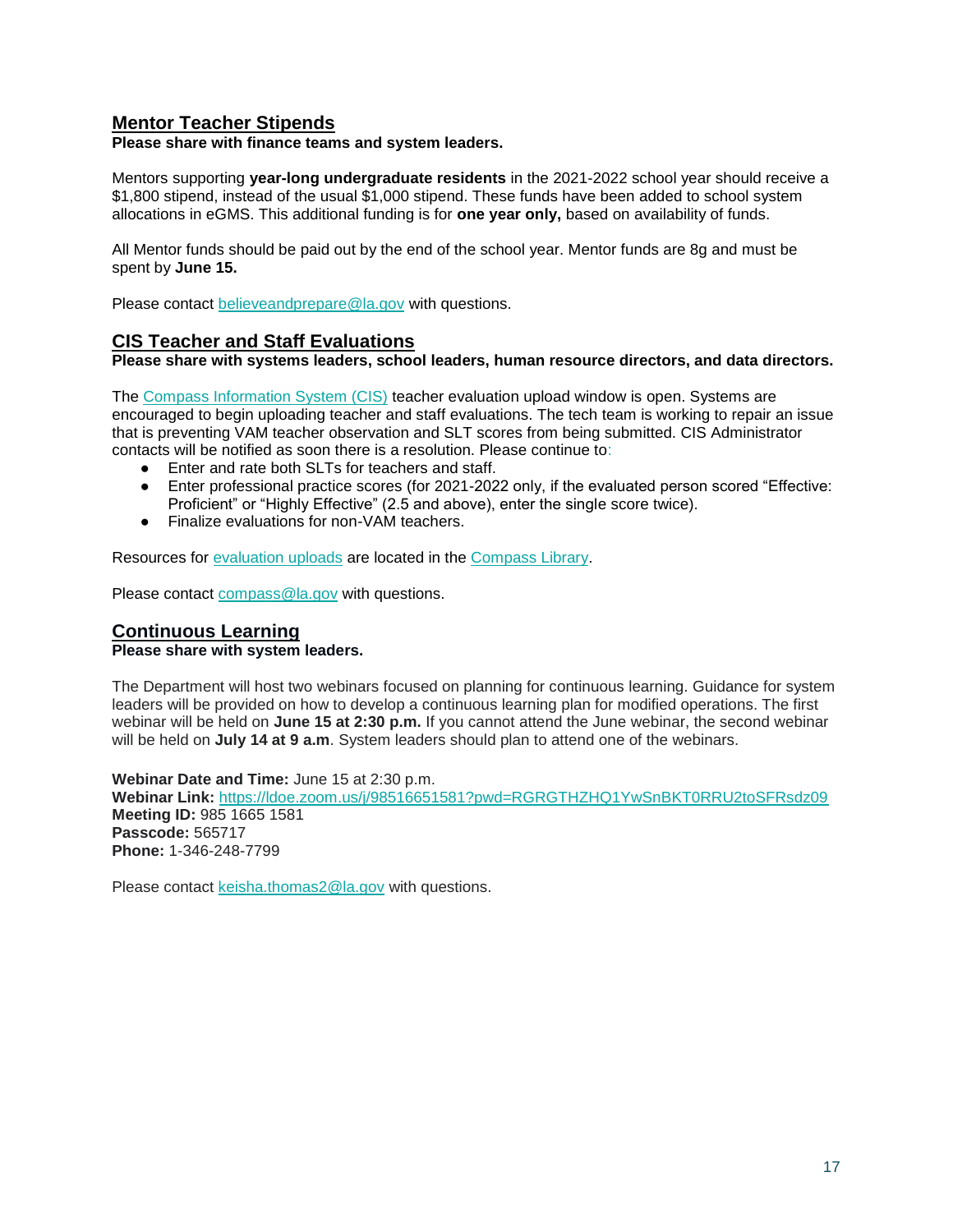## Mentor Teacher Stipends

**Please share with finance teams and system leaders.**

Mentors supporting **year-long undergraduate residents** in the 2021-2022 school year should receive a $1,800 stipend, instead of the usual $1,000 stipend. These funds have been added to school system allocations in eGMS. This additional funding is for **one year only,** based on availability of funds.

All Mentor funds should be paid out by the end of the school year. Mentor funds are 8g and must be spent by **June 15.**

Please contact believeandprepare@la.gov with questions.

## CIS Teacher and Staff Evaluations

**Please share with systems leaders, school leaders, human resource directors, and data directors.**

The Compass Information System (CIS) teacher evaluation upload window is open. Systems are encouraged to begin uploading teacher and staff evaluations. The tech team is working to repair an issue that is preventing VAM teacher observation and SLT scores from being submitted. CIS Administrator contacts will be notified as soon there is a resolution. Please continue to:

- Enter and rate both SLTs for teachers and staff.
- Enter professional practice scores (for 2021-2022 only, if the evaluated person scored "Effective: Proficient" or "Highly Effective" (2.5 and above), enter the single score twice).
- Finalize evaluations for non-VAM teachers.

Resources for evaluation uploads are located in the Compass Library.

Please contact compass@la.gov with questions.

## Continuous Learning

**Please share with system leaders.**

The Department will host two webinars focused on planning for continuous learning. Guidance for system leaders will be provided on how to develop a continuous learning plan for modified operations. The first webinar will be held on **June 15 at 2:30 p.m.** If you cannot attend the June webinar, the second webinar will be held on **July 14 at 9 a.m**. System leaders should plan to attend one of the webinars.

**Webinar Date and Time:** June 15 at 2:30 p.m.
**Webinar Link:** https://ldoe.zoom.us/j/98516651581?pwd=RGRGTHZHQ1YwSnBKT0RRU2toSFRsdz09
**Meeting ID:** 985 1665 1581
**Passcode:** 565717
**Phone:** 1-346-248-7799

Please contact keisha.thomas2@la.gov with questions.